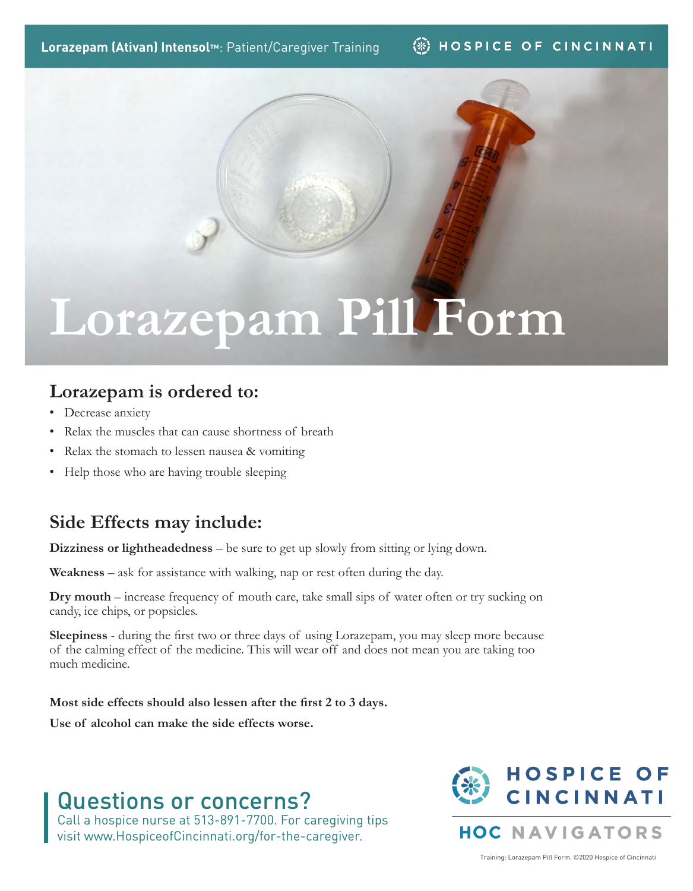**Lorazepam (Ativan) Intensol™**: Patient/Caregiver Training

HOSPICE OF CINCINNATI

# Lorazepam Pill Form

## Lorazepam is ordered to:

- Decrease anxiety
- Relax the muscles that can cause shortness of breath
- Relax the stomach to lessen nausea & vomiting
- Help those who are having trouble sleeping

## Side Effects may include:

**Dizziness or lightheadedness** – be sure to get up slowly from sitting or lying down.

**Weakness** – ask for assistance with walking, nap or rest often during the day.

**Dry mouth** – increase frequency of mouth care, take small sips of water often or try sucking on candy, ice chips, or popsicles.

**Sleepiness** - during the first two or three days of using Lorazepam, you may sleep more because of the calming effect of the medicine. This will wear off and does not mean you are taking too much medicine.

**Most side effects should also lessen after the first 2 to 3 days.**

**Use of alcohol can make the side effects worse.**

## Questions or concerns?

Call a hospice nurse at 513-891-7700. For caregiving tips visit www.HospiceofCincinnati.org/for-the-caregiver.

HOSPICE OF CINCINNATI

HOC NAVIGATORS

Training: Lorazepam Pill Form. ©2020 Hospice of Cincinnati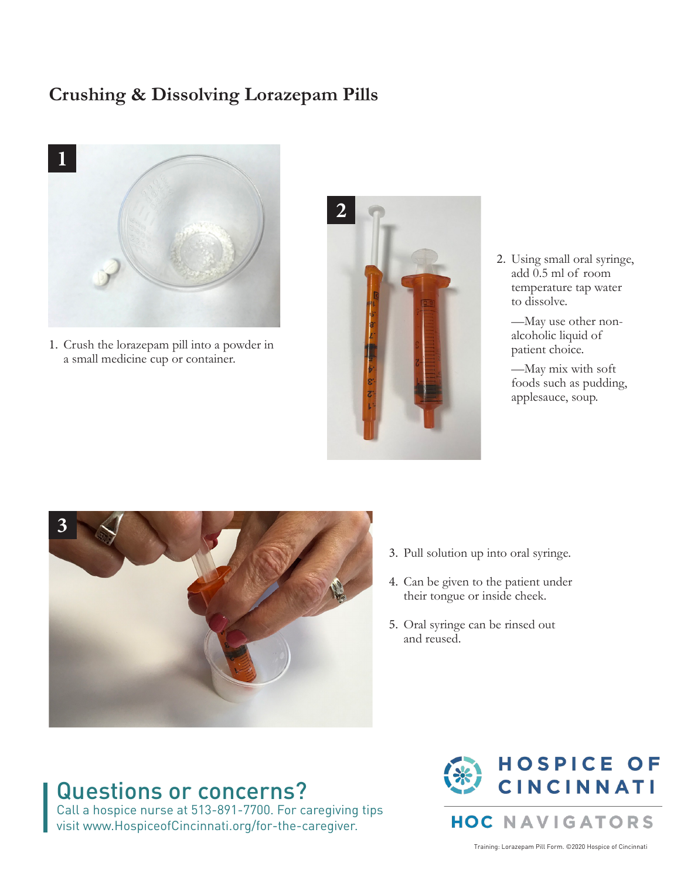# Crushing & Dissolving Lorazepam Pills

1. Crush the lorazepam pill into a powder in a small medicine cup or container.

2. Using small oral syringe, add 0.5 ml of room temperature tap water to dissolve.

   —May use other non-alcoholic liquid of patient choice.

   —May mix with soft foods such as pudding, applesauce, soup.

3. Pull solution up into oral syringe.

4. Can be given to the patient under their tongue or inside cheek.

5. Oral syringe can be rinsed out and reused.

## Questions or concerns?

Call a hospice nurse at 513-891-7700. For caregiving tips visit www.HospiceofCincinnati.org/for-the-caregiver.

HOSPICE OF CINCINNATI

HOC NAVIGATORS

Training: Lorazepam Pill Form. ©2020 Hospice of Cincinnati